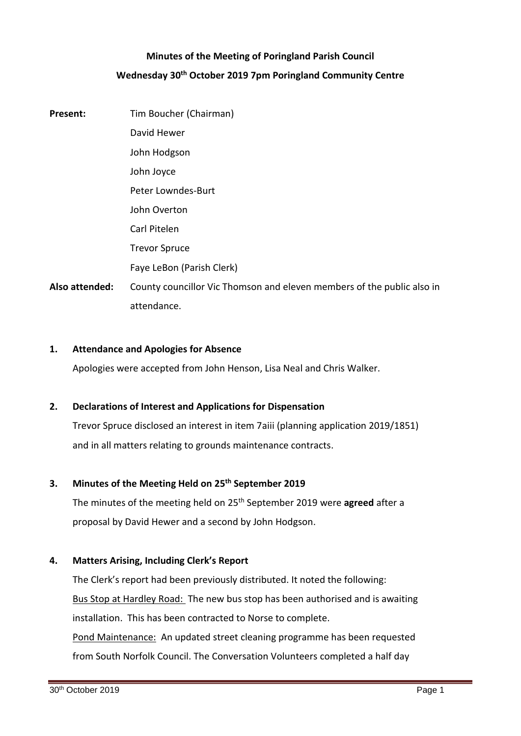**Minutes of the Meeting of Poringland Parish Council**

**Wednesday 30th October 2019 7pm Poringland Community Centre**

| | |
|---|---|
| **Present:** | Tim Boucher (Chairman) |
| | David Hewer |
| | John Hodgson |
| | John Joyce |
| | Peter Lowndes-Burt |
| | John Overton |
| | Carl Pitelen |
| | Trevor Spruce |
| | Faye LeBon (Parish Clerk) |
| **Also attended:** | County councillor Vic Thomson and eleven members of the public also in attendance. |

**1. Attendance and Apologies for Absence**

Apologies were accepted from John Henson, Lisa Neal and Chris Walker.

**2. Declarations of Interest and Applications for Dispensation**

Trevor Spruce disclosed an interest in item 7aiii (planning application 2019/1851) and in all matters relating to grounds maintenance contracts.

**3. Minutes of the Meeting Held on 25th September 2019**

The minutes of the meeting held on 25th September 2019 were **agreed** after a proposal by David Hewer and a second by John Hodgson.

**4. Matters Arising, Including Clerk's Report**

The Clerk's report had been previously distributed. It noted the following:

Bus Stop at Hardley Road: The new bus stop has been authorised and is awaiting installation. This has been contracted to Norse to complete.

Pond Maintenance: An updated street cleaning programme has been requested from South Norfolk Council. The Conversation Volunteers completed a half day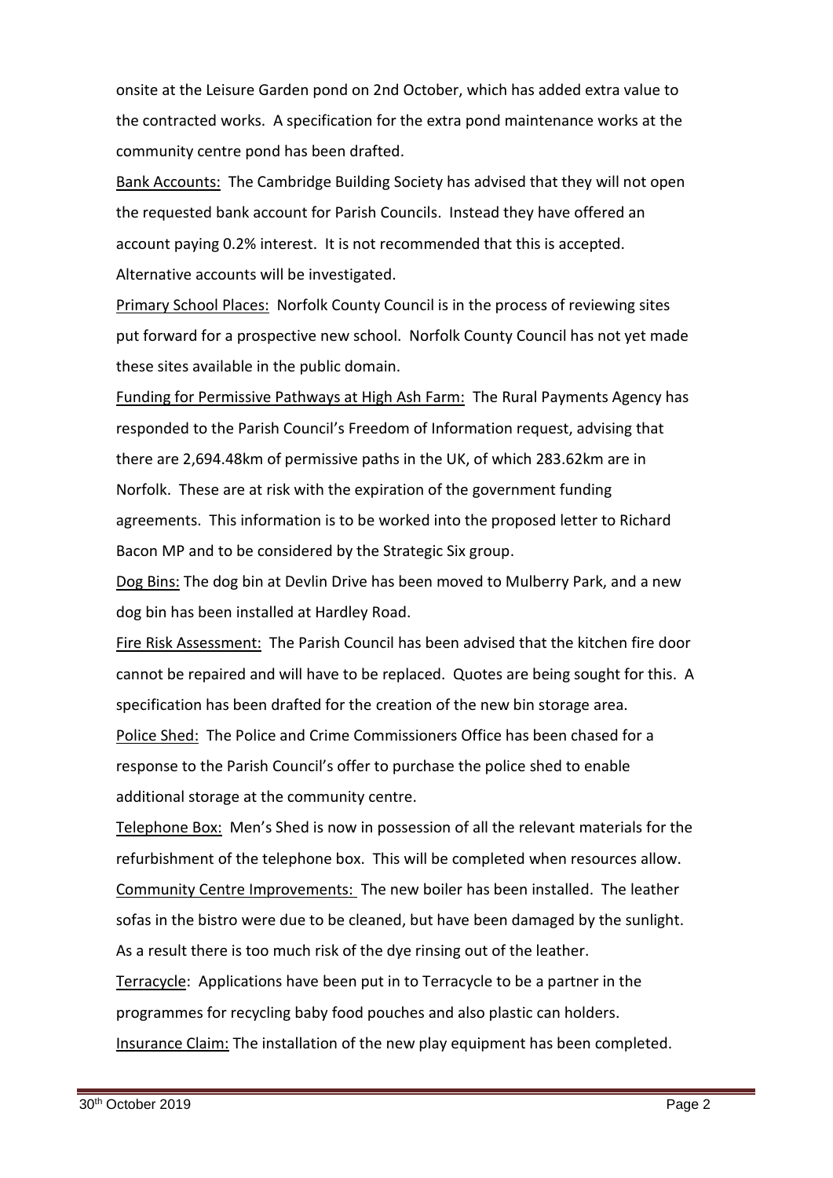onsite at the Leisure Garden pond on 2nd October, which has added extra value to the contracted works. A specification for the extra pond maintenance works at the community centre pond has been drafted.

Bank Accounts: The Cambridge Building Society has advised that they will not open the requested bank account for Parish Councils. Instead they have offered an account paying 0.2% interest. It is not recommended that this is accepted. Alternative accounts will be investigated.

Primary School Places: Norfolk County Council is in the process of reviewing sites put forward for a prospective new school. Norfolk County Council has not yet made these sites available in the public domain.

Funding for Permissive Pathways at High Ash Farm: The Rural Payments Agency has responded to the Parish Council's Freedom of Information request, advising that there are 2,694.48km of permissive paths in the UK, of which 283.62km are in Norfolk. These are at risk with the expiration of the government funding agreements. This information is to be worked into the proposed letter to Richard Bacon MP and to be considered by the Strategic Six group.

Dog Bins: The dog bin at Devlin Drive has been moved to Mulberry Park, and a new dog bin has been installed at Hardley Road.

Fire Risk Assessment: The Parish Council has been advised that the kitchen fire door cannot be repaired and will have to be replaced. Quotes are being sought for this. A specification has been drafted for the creation of the new bin storage area.

Police Shed: The Police and Crime Commissioners Office has been chased for a response to the Parish Council's offer to purchase the police shed to enable additional storage at the community centre.

Telephone Box: Men's Shed is now in possession of all the relevant materials for the refurbishment of the telephone box. This will be completed when resources allow.

Community Centre Improvements: The new boiler has been installed. The leather sofas in the bistro were due to be cleaned, but have been damaged by the sunlight. As a result there is too much risk of the dye rinsing out of the leather.

Terracycle: Applications have been put in to Terracycle to be a partner in the programmes for recycling baby food pouches and also plastic can holders.

Insurance Claim: The installation of the new play equipment has been completed.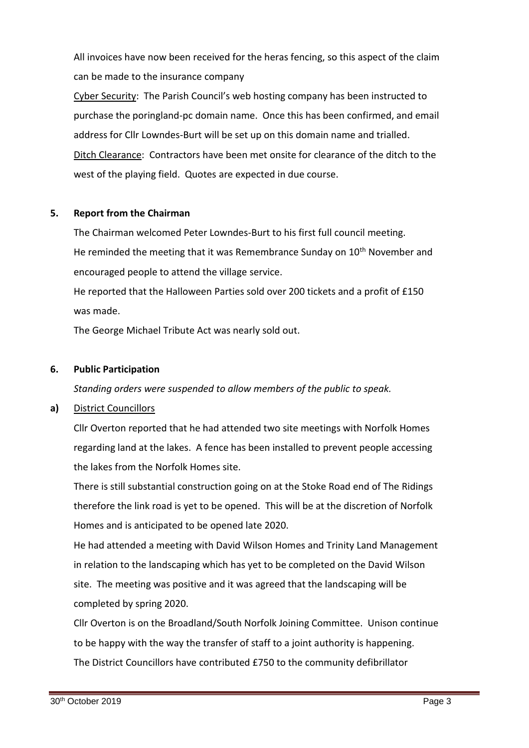All invoices have now been received for the heras fencing, so this aspect of the claim can be made to the insurance company

Cyber Security: The Parish Council's web hosting company has been instructed to purchase the poringland-pc domain name. Once this has been confirmed, and email address for Cllr Lowndes-Burt will be set up on this domain name and trialled.

Ditch Clearance: Contractors have been met onsite for clearance of the ditch to the west of the playing field. Quotes are expected in due course.

## 5. Report from the Chairman

The Chairman welcomed Peter Lowndes-Burt to his first full council meeting.

He reminded the meeting that it was Remembrance Sunday on 10th November and encouraged people to attend the village service.

He reported that the Halloween Parties sold over 200 tickets and a profit of £150 was made.

The George Michael Tribute Act was nearly sold out.

## 6. Public Participation

*Standing orders were suspended to allow members of the public to speak.*

**a)** District Councillors

Cllr Overton reported that he had attended two site meetings with Norfolk Homes regarding land at the lakes. A fence has been installed to prevent people accessing the lakes from the Norfolk Homes site.

There is still substantial construction going on at the Stoke Road end of The Ridings therefore the link road is yet to be opened. This will be at the discretion of Norfolk Homes and is anticipated to be opened late 2020.

He had attended a meeting with David Wilson Homes and Trinity Land Management in relation to the landscaping which has yet to be completed on the David Wilson site. The meeting was positive and it was agreed that the landscaping will be completed by spring 2020.

Cllr Overton is on the Broadland/South Norfolk Joining Committee. Unison continue to be happy with the way the transfer of staff to a joint authority is happening.

The District Councillors have contributed £750 to the community defibrillator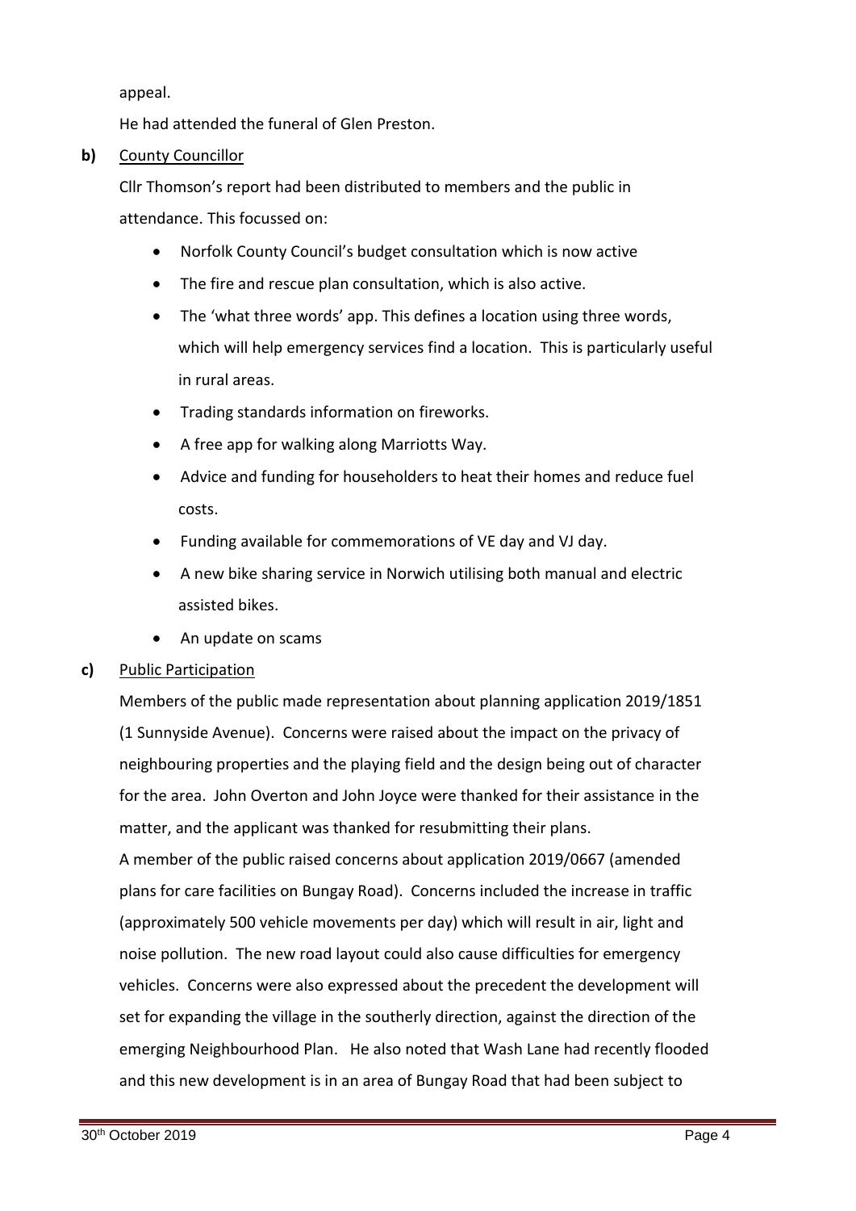appeal.

He had attended the funeral of Glen Preston.

**b)** <u>County Councillor</u>

Cllr Thomson's report had been distributed to members and the public in attendance. This focussed on:

- Norfolk County Council's budget consultation which is now active
- The fire and rescue plan consultation, which is also active.
- The 'what three words' app. This defines a location using three words, which will help emergency services find a location. This is particularly useful in rural areas.
- Trading standards information on fireworks.
- A free app for walking along Marriotts Way.
- Advice and funding for householders to heat their homes and reduce fuel costs.
- Funding available for commemorations of VE day and VJ day.
- A new bike sharing service in Norwich utilising both manual and electric assisted bikes.
- An update on scams

**c)** <u>Public Participation</u>

Members of the public made representation about planning application 2019/1851 (1 Sunnyside Avenue). Concerns were raised about the impact on the privacy of neighbouring properties and the playing field and the design being out of character for the area. John Overton and John Joyce were thanked for their assistance in the matter, and the applicant was thanked for resubmitting their plans.

A member of the public raised concerns about application 2019/0667 (amended plans for care facilities on Bungay Road). Concerns included the increase in traffic (approximately 500 vehicle movements per day) which will result in air, light and noise pollution. The new road layout could also cause difficulties for emergency vehicles. Concerns were also expressed about the precedent the development will set for expanding the village in the southerly direction, against the direction of the emerging Neighbourhood Plan. He also noted that Wash Lane had recently flooded and this new development is in an area of Bungay Road that had been subject to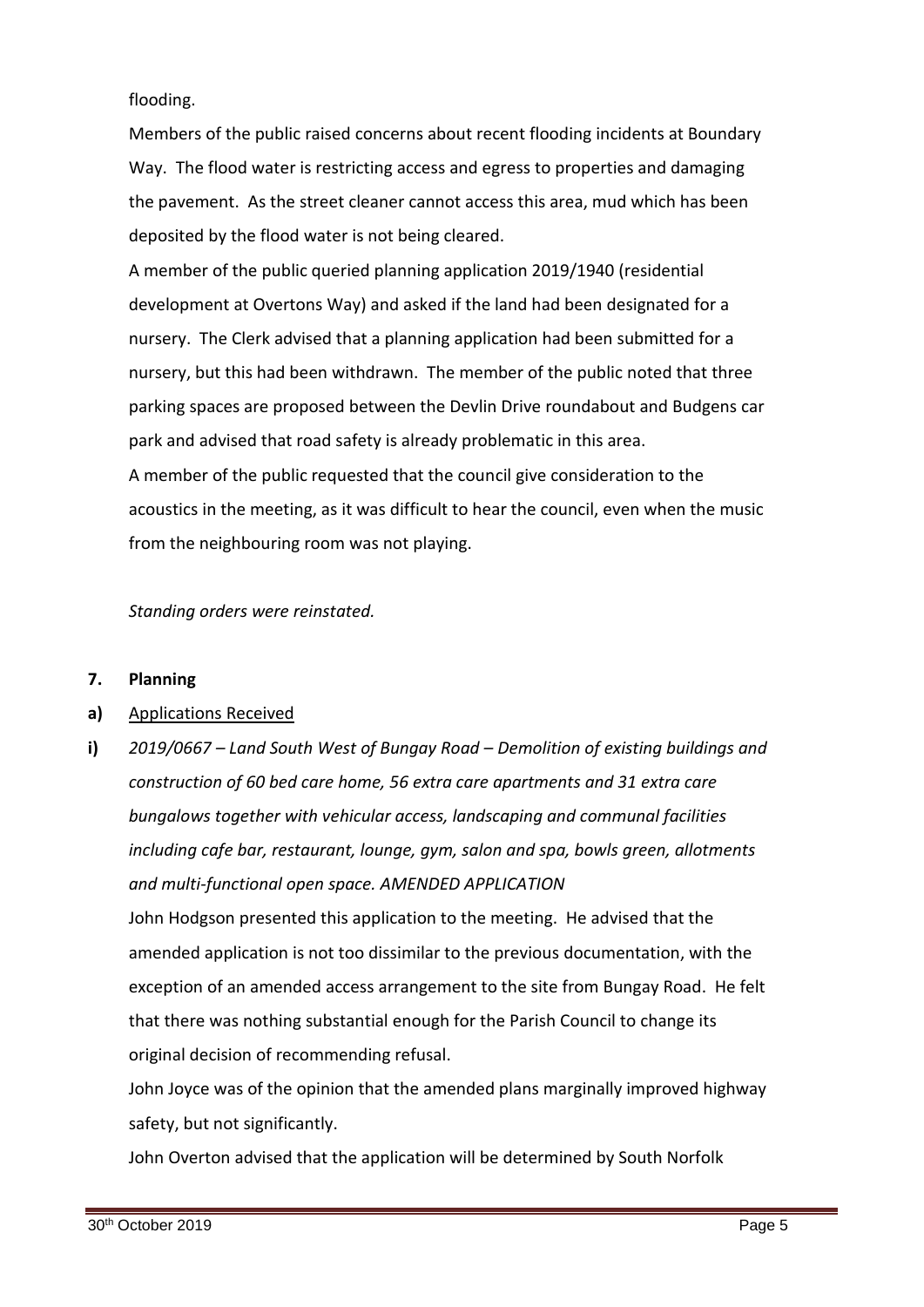flooding.

Members of the public raised concerns about recent flooding incidents at Boundary Way. The flood water is restricting access and egress to properties and damaging the pavement. As the street cleaner cannot access this area, mud which has been deposited by the flood water is not being cleared.

A member of the public queried planning application 2019/1940 (residential development at Overtons Way) and asked if the land had been designated for a nursery. The Clerk advised that a planning application had been submitted for a nursery, but this had been withdrawn. The member of the public noted that three parking spaces are proposed between the Devlin Drive roundabout and Budgens car park and advised that road safety is already problematic in this area.

A member of the public requested that the council give consideration to the acoustics in the meeting, as it was difficult to hear the council, even when the music from the neighbouring room was not playing.

*Standing orders were reinstated.*

**7. Planning**

**a)** Applications Received

**i)** *2019/0667 – Land South West of Bungay Road – Demolition of existing buildings and construction of 60 bed care home, 56 extra care apartments and 31 extra care bungalows together with vehicular access, landscaping and communal facilities including cafe bar, restaurant, lounge, gym, salon and spa, bowls green, allotments and multi-functional open space. AMENDED APPLICATION*

John Hodgson presented this application to the meeting. He advised that the amended application is not too dissimilar to the previous documentation, with the exception of an amended access arrangement to the site from Bungay Road. He felt that there was nothing substantial enough for the Parish Council to change its original decision of recommending refusal.

John Joyce was of the opinion that the amended plans marginally improved highway safety, but not significantly.

John Overton advised that the application will be determined by South Norfolk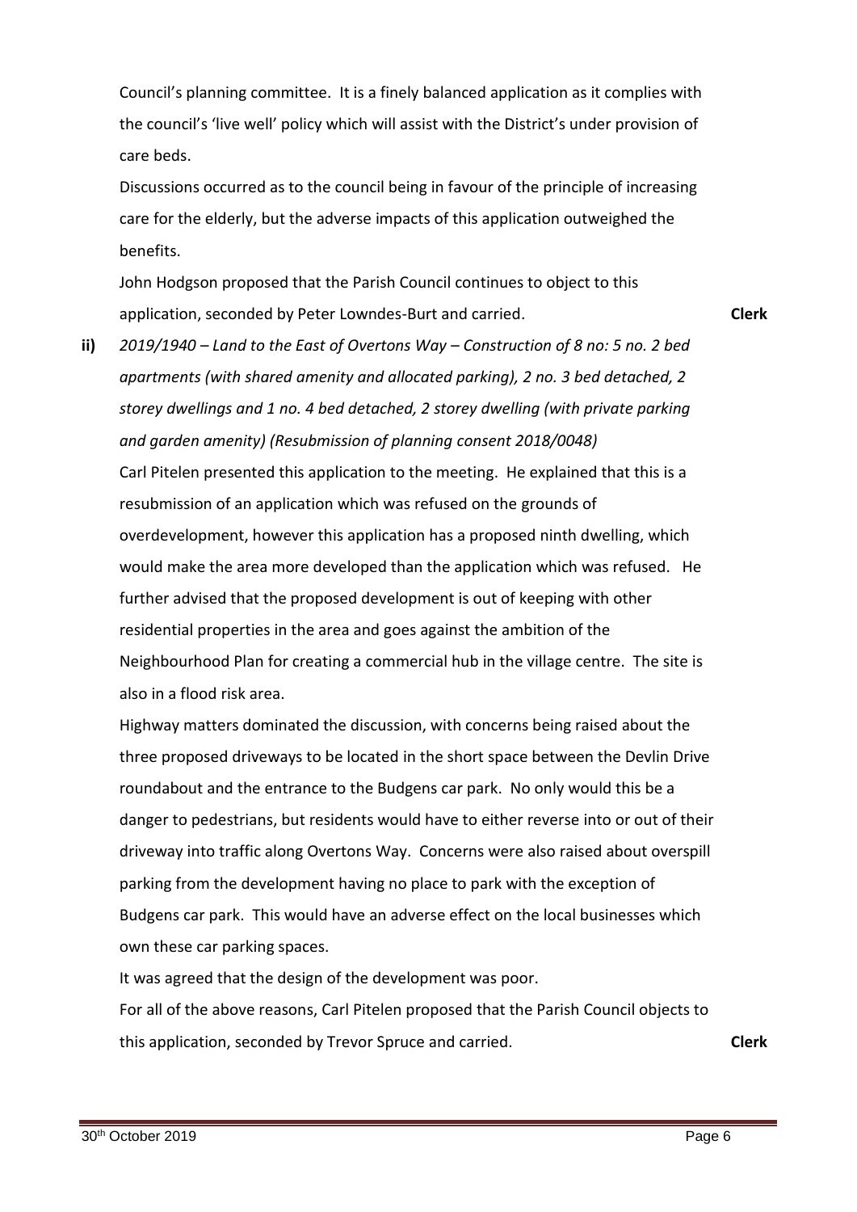Council's planning committee. It is a finely balanced application as it complies with the council's 'live well' policy which will assist with the District's under provision of care beds.

Discussions occurred as to the council being in favour of the principle of increasing care for the elderly, but the adverse impacts of this application outweighed the benefits.

John Hodgson proposed that the Parish Council continues to object to this application, seconded by Peter Lowndes-Burt and carried. **Clerk**

**ii)** *2019/1940 – Land to the East of Overtons Way – Construction of 8 no: 5 no. 2 bed apartments (with shared amenity and allocated parking), 2 no. 3 bed detached, 2 storey dwellings and 1 no. 4 bed detached, 2 storey dwelling (with private parking and garden amenity) (Resubmission of planning consent 2018/0048)*

Carl Pitelen presented this application to the meeting. He explained that this is a resubmission of an application which was refused on the grounds of overdevelopment, however this application has a proposed ninth dwelling, which would make the area more developed than the application which was refused. He further advised that the proposed development is out of keeping with other residential properties in the area and goes against the ambition of the Neighbourhood Plan for creating a commercial hub in the village centre. The site is also in a flood risk area.

Highway matters dominated the discussion, with concerns being raised about the three proposed driveways to be located in the short space between the Devlin Drive roundabout and the entrance to the Budgens car park. No only would this be a danger to pedestrians, but residents would have to either reverse into or out of their driveway into traffic along Overtons Way. Concerns were also raised about overspill parking from the development having no place to park with the exception of Budgens car park. This would have an adverse effect on the local businesses which own these car parking spaces.

It was agreed that the design of the development was poor.

For all of the above reasons, Carl Pitelen proposed that the Parish Council objects to this application, seconded by Trevor Spruce and carried. **Clerk**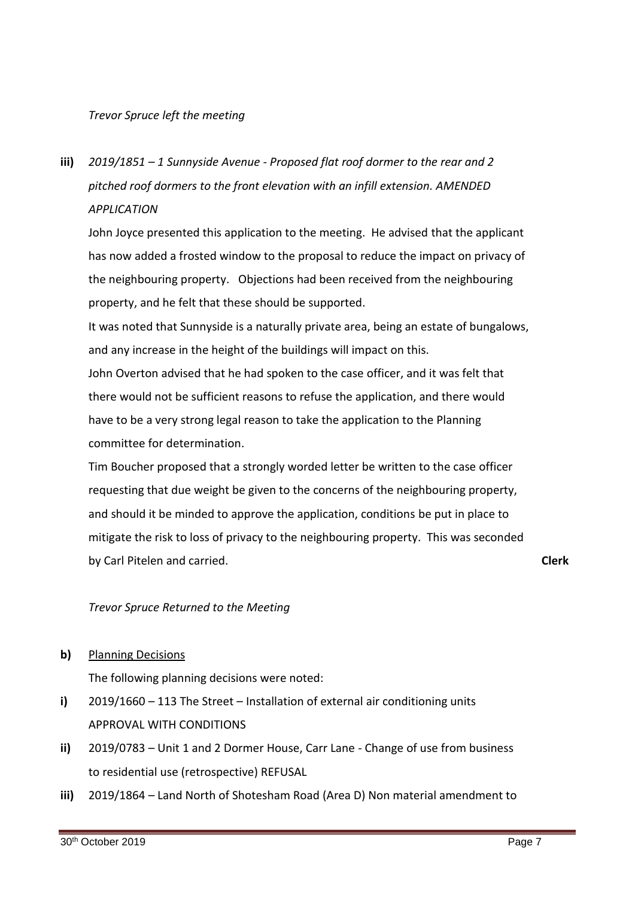*Trevor Spruce left the meeting*

**iii)** *2019/1851 – 1 Sunnyside Avenue - Proposed flat roof dormer to the rear and 2 pitched roof dormers to the front elevation with an infill extension. AMENDED APPLICATION*

John Joyce presented this application to the meeting. He advised that the applicant has now added a frosted window to the proposal to reduce the impact on privacy of the neighbouring property. Objections had been received from the neighbouring property, and he felt that these should be supported.

It was noted that Sunnyside is a naturally private area, being an estate of bungalows, and any increase in the height of the buildings will impact on this.

John Overton advised that he had spoken to the case officer, and it was felt that there would not be sufficient reasons to refuse the application, and there would have to be a very strong legal reason to take the application to the Planning committee for determination.

Tim Boucher proposed that a strongly worded letter be written to the case officer requesting that due weight be given to the concerns of the neighbouring property, and should it be minded to approve the application, conditions be put in place to mitigate the risk to loss of privacy to the neighbouring property. This was seconded by Carl Pitelen and carried. **Clerk**

*Trevor Spruce Returned to the Meeting*

**b)** Planning Decisions

The following planning decisions were noted:

**i)** 2019/1660 – 113 The Street – Installation of external air conditioning units APPROVAL WITH CONDITIONS

**ii)** 2019/0783 – Unit 1 and 2 Dormer House, Carr Lane - Change of use from business to residential use (retrospective) REFUSAL

**iii)** 2019/1864 – Land North of Shotesham Road (Area D) Non material amendment to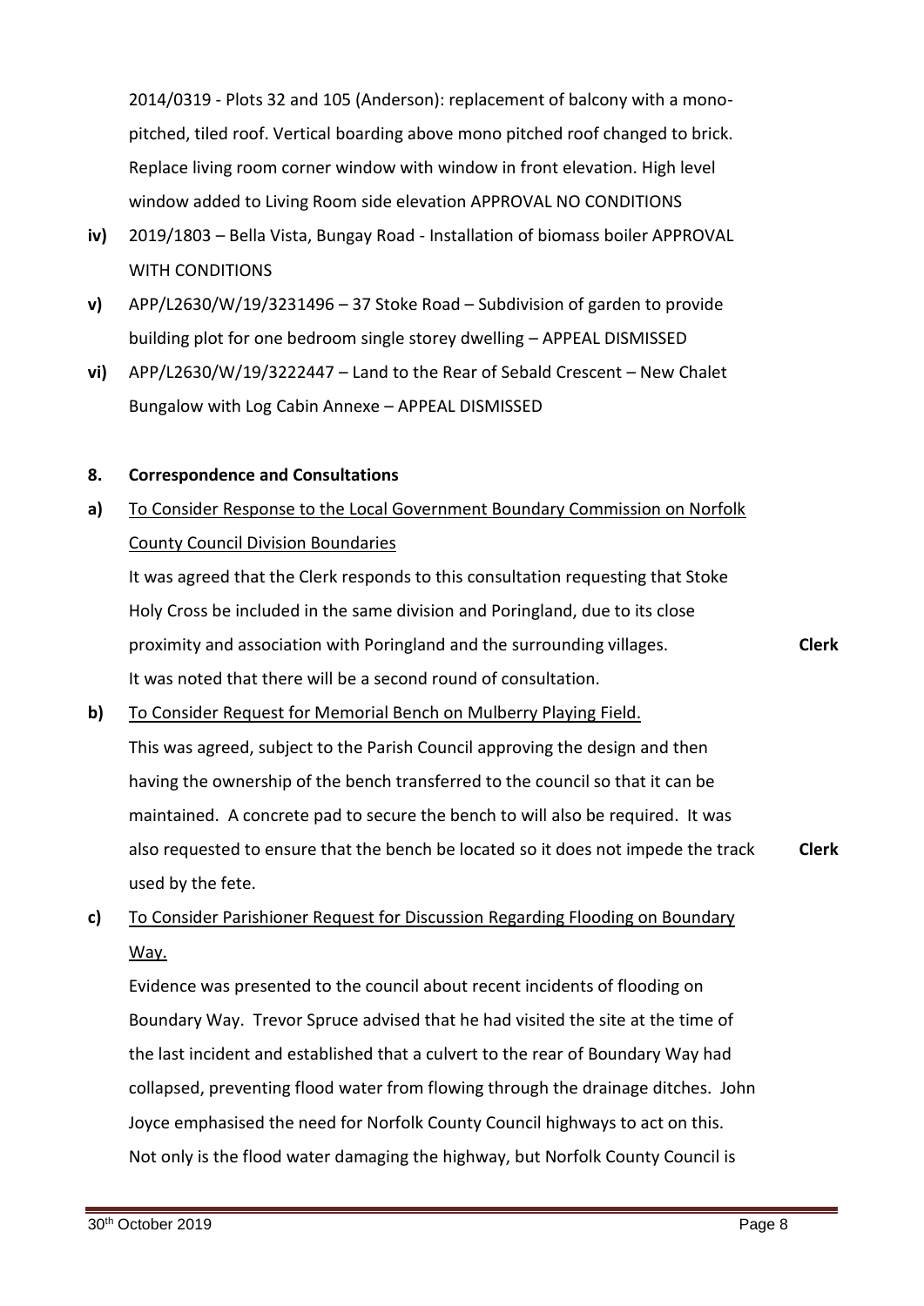2014/0319 - Plots 32 and 105 (Anderson): replacement of balcony with a mono-pitched, tiled roof. Vertical boarding above mono pitched roof changed to brick. Replace living room corner window with window in front elevation. High level window added to Living Room side elevation APPROVAL NO CONDITIONS

**iv)** 2019/1803 – Bella Vista, Bungay Road - Installation of biomass boiler APPROVAL WITH CONDITIONS

**v)** APP/L2630/W/19/3231496 – 37 Stoke Road – Subdivision of garden to provide building plot for one bedroom single storey dwelling – APPEAL DISMISSED

**vi)** APP/L2630/W/19/3222447 – Land to the Rear of Sebald Crescent – New Chalet Bungalow with Log Cabin Annexe – APPEAL DISMISSED

**8. Correspondence and Consultations**

**a)** To Consider Response to the Local Government Boundary Commission on Norfolk County Council Division Boundaries

It was agreed that the Clerk responds to this consultation requesting that Stoke Holy Cross be included in the same division and Poringland, due to its close proximity and association with Poringland and the surrounding villages. **Clerk**

It was noted that there will be a second round of consultation.

**b)** To Consider Request for Memorial Bench on Mulberry Playing Field.

This was agreed, subject to the Parish Council approving the design and then having the ownership of the bench transferred to the council so that it can be maintained. A concrete pad to secure the bench to will also be required. It was also requested to ensure that the bench be located so it does not impede the track used by the fete. **Clerk**

**c)** To Consider Parishioner Request for Discussion Regarding Flooding on Boundary Way.

Evidence was presented to the council about recent incidents of flooding on Boundary Way. Trevor Spruce advised that he had visited the site at the time of the last incident and established that a culvert to the rear of Boundary Way had collapsed, preventing flood water from flowing through the drainage ditches. John Joyce emphasised the need for Norfolk County Council highways to act on this. Not only is the flood water damaging the highway, but Norfolk County Council is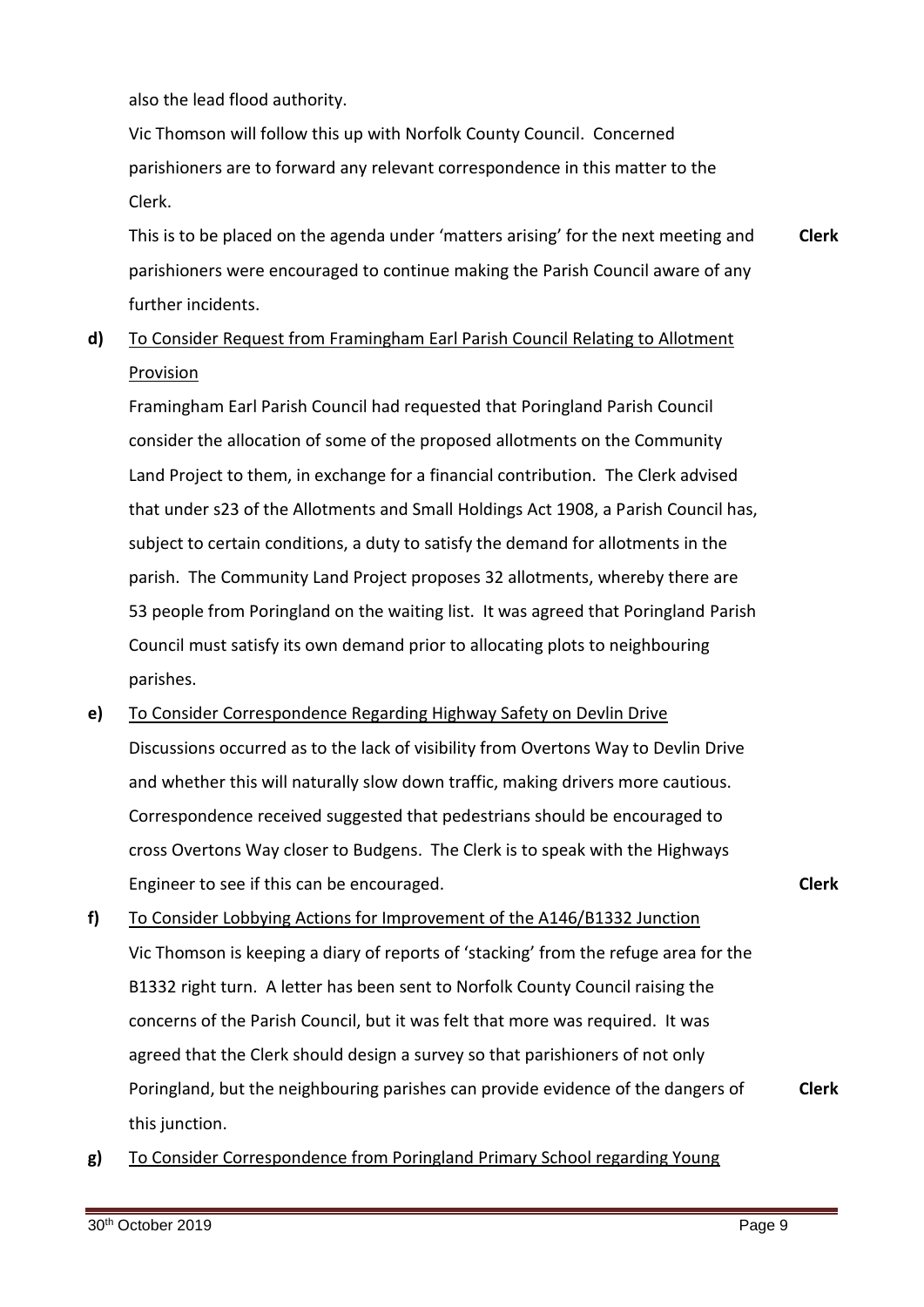also the lead flood authority.

Vic Thomson will follow this up with Norfolk County Council. Concerned parishioners are to forward any relevant correspondence in this matter to the Clerk.

This is to be placed on the agenda under 'matters arising' for the next meeting and parishioners were encouraged to continue making the Parish Council aware of any further incidents. **Clerk**

**d)** <u>To Consider Request from Framingham Earl Parish Council Relating to Allotment Provision</u>

Framingham Earl Parish Council had requested that Poringland Parish Council consider the allocation of some of the proposed allotments on the Community Land Project to them, in exchange for a financial contribution. The Clerk advised that under s23 of the Allotments and Small Holdings Act 1908, a Parish Council has, subject to certain conditions, a duty to satisfy the demand for allotments in the parish. The Community Land Project proposes 32 allotments, whereby there are 53 people from Poringland on the waiting list. It was agreed that Poringland Parish Council must satisfy its own demand prior to allocating plots to neighbouring parishes.

**e)** <u>To Consider Correspondence Regarding Highway Safety on Devlin Drive</u>

Discussions occurred as to the lack of visibility from Overtons Way to Devlin Drive and whether this will naturally slow down traffic, making drivers more cautious. Correspondence received suggested that pedestrians should be encouraged to cross Overtons Way closer to Budgens. The Clerk is to speak with the Highways Engineer to see if this can be encouraged. **Clerk**

**f)** <u>To Consider Lobbying Actions for Improvement of the A146/B1332 Junction</u>

Vic Thomson is keeping a diary of reports of 'stacking' from the refuge area for the B1332 right turn. A letter has been sent to Norfolk County Council raising the concerns of the Parish Council, but it was felt that more was required. It was agreed that the Clerk should design a survey so that parishioners of not only Poringland, but the neighbouring parishes can provide evidence of the dangers of this junction. **Clerk**

**g)** <u>To Consider Correspondence from Poringland Primary School regarding Young</u>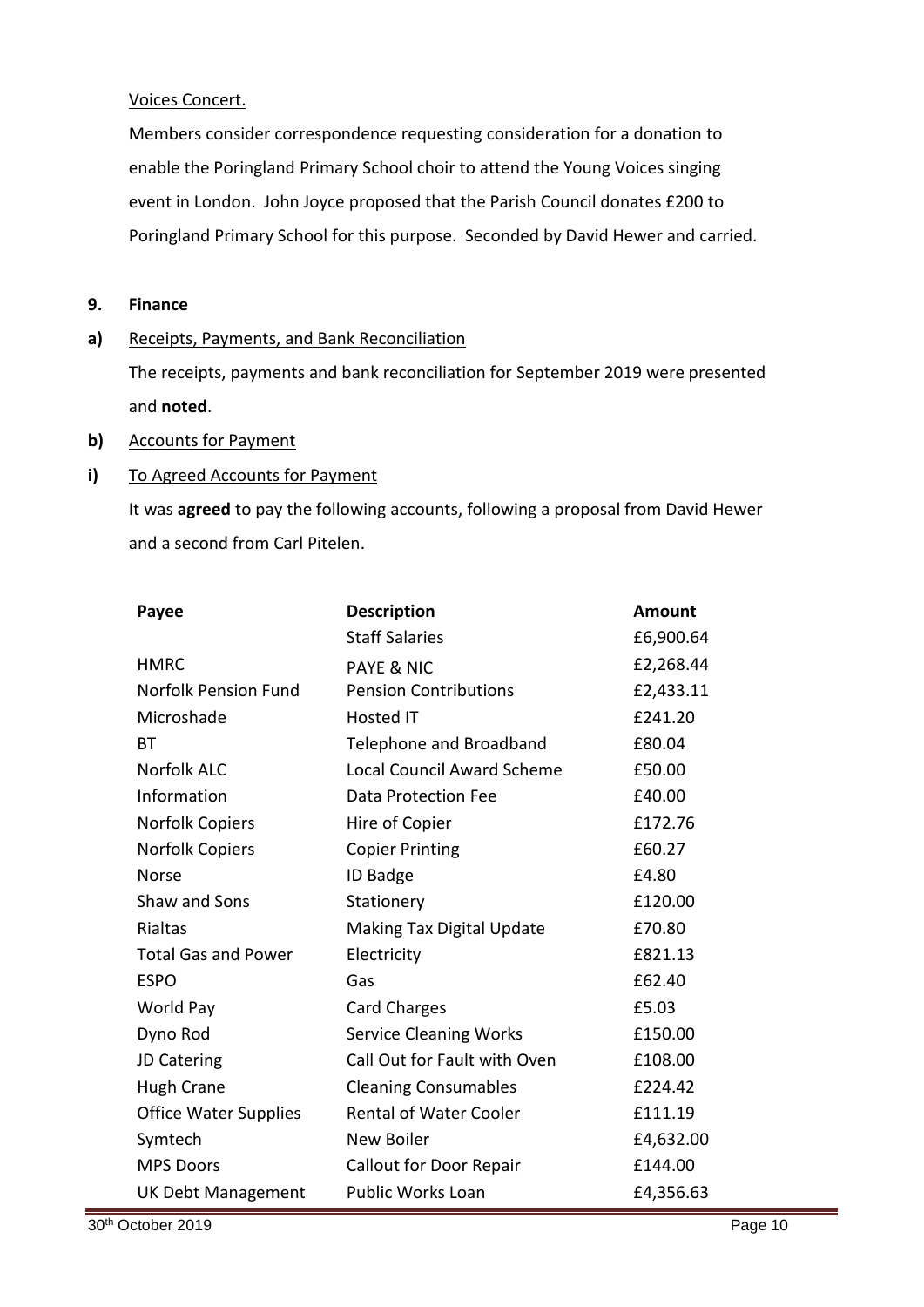Voices Concert.

Members consider correspondence requesting consideration for a donation to enable the Poringland Primary School choir to attend the Young Voices singing event in London. John Joyce proposed that the Parish Council donates £200 to Poringland Primary School for this purpose. Seconded by David Hewer and carried.

**9. Finance**

**a)** Receipts, Payments, and Bank Reconciliation

The receipts, payments and bank reconciliation for September 2019 were presented and **noted**.

**b)** Accounts for Payment

**i)** To Agreed Accounts for Payment

It was **agreed** to pay the following accounts, following a proposal from David Hewer and a second from Carl Pitelen.

| Payee | Description | Amount |
|---|---|---|
| | Staff Salaries | £6,900.64 |
| HMRC | PAYE & NIC | £2,268.44 |
| Norfolk Pension Fund | Pension Contributions | £2,433.11 |
| Microshade | Hosted IT | £241.20 |
| BT | Telephone and Broadband | £80.04 |
| Norfolk ALC | Local Council Award Scheme | £50.00 |
| Information | Data Protection Fee | £40.00 |
| Norfolk Copiers | Hire of Copier | £172.76 |
| Norfolk Copiers | Copier Printing | £60.27 |
| Norse | ID Badge | £4.80 |
| Shaw and Sons | Stationery | £120.00 |
| Rialtas | Making Tax Digital Update | £70.80 |
| Total Gas and Power | Electricity | £821.13 |
| ESPO | Gas | £62.40 |
| World Pay | Card Charges | £5.03 |
| Dyno Rod | Service Cleaning Works | £150.00 |
| JD Catering | Call Out for Fault with Oven | £108.00 |
| Hugh Crane | Cleaning Consumables | £224.42 |
| Office Water Supplies | Rental of Water Cooler | £111.19 |
| Symtech | New Boiler | £4,632.00 |
| MPS Doors | Callout for Door Repair | £144.00 |
| UK Debt Management | Public Works Loan | £4,356.63 |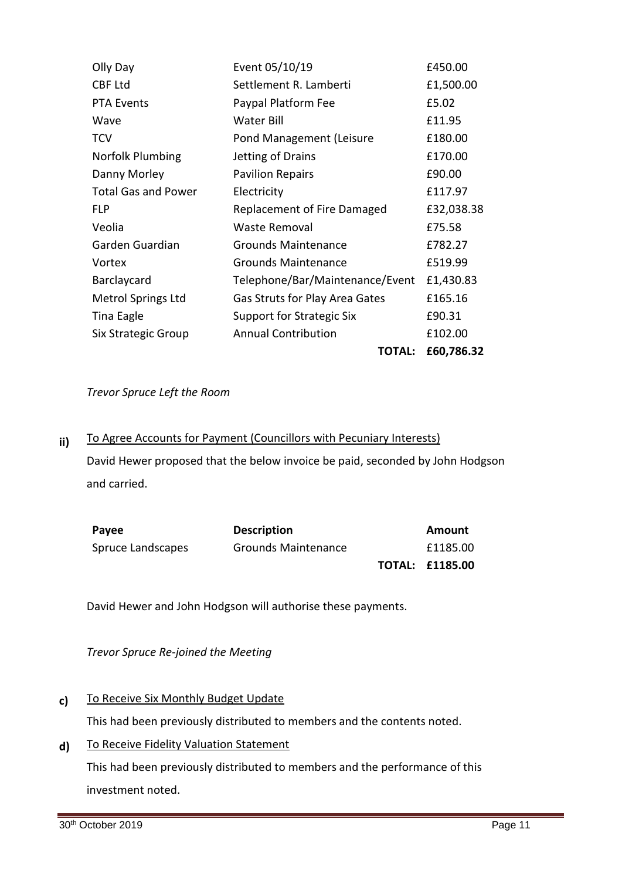| | | |
|---|---|---|
| Olly Day | Event 05/10/19 | £450.00 |
| CBF Ltd | Settlement R. Lamberti | £1,500.00 |
| PTA Events | Paypal Platform Fee | £5.02 |
| Wave | Water Bill | £11.95 |
| TCV | Pond Management (Leisure | £180.00 |
| Norfolk Plumbing | Jetting of Drains | £170.00 |
| Danny Morley | Pavilion Repairs | £90.00 |
| Total Gas and Power | Electricity | £117.97 |
| FLP | Replacement of Fire Damaged | £32,038.38 |
| Veolia | Waste Removal | £75.58 |
| Garden Guardian | Grounds Maintenance | £782.27 |
| Vortex | Grounds Maintenance | £519.99 |
| Barclaycard | Telephone/Bar/Maintenance/Event | £1,430.83 |
| Metrol Springs Ltd | Gas Struts for Play Area Gates | £165.16 |
| Tina Eagle | Support for Strategic Six | £90.31 |
| Six Strategic Group | Annual Contribution | £102.00 |
| | **TOTAL:** | **£60,786.32** |

*Trevor Spruce Left the Room*

**ii)** To Agree Accounts for Payment (Councillors with Pecuniary Interests)

David Hewer proposed that the below invoice be paid, seconded by John Hodgson and carried.

| Payee | Description | Amount |
|---|---|---|
| Spruce Landscapes | Grounds Maintenance | £1185.00 |
| | | **TOTAL: £1185.00** |

David Hewer and John Hodgson will authorise these payments.

*Trevor Spruce Re-joined the Meeting*

**c)** To Receive Six Monthly Budget Update

This had been previously distributed to members and the contents noted.

**d)** To Receive Fidelity Valuation Statement

This had been previously distributed to members and the performance of this investment noted.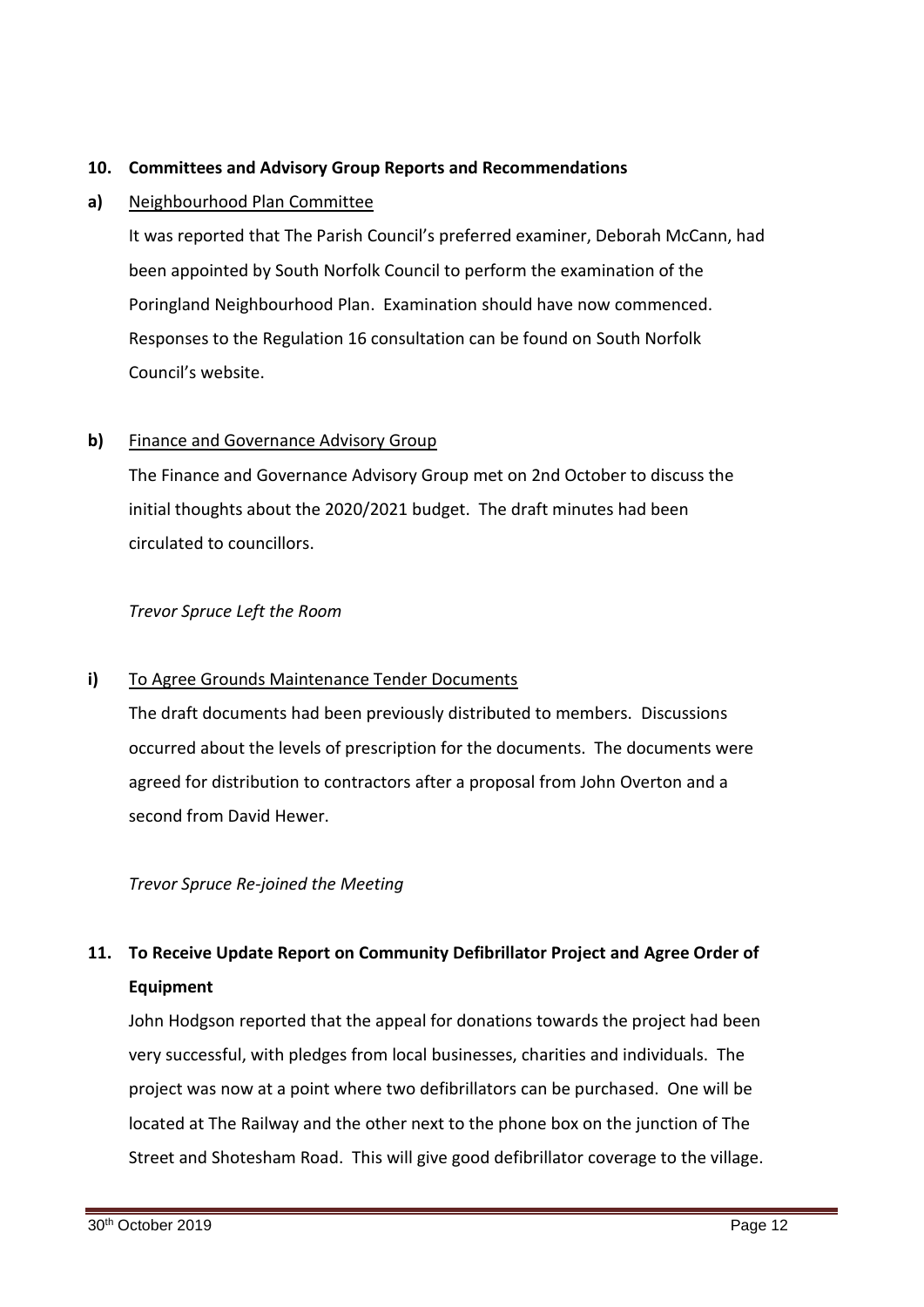**10. Committees and Advisory Group Reports and Recommendations**

**a)** Neighbourhood Plan Committee

It was reported that The Parish Council's preferred examiner, Deborah McCann, had been appointed by South Norfolk Council to perform the examination of the Poringland Neighbourhood Plan. Examination should have now commenced. Responses to the Regulation 16 consultation can be found on South Norfolk Council's website.

**b)** Finance and Governance Advisory Group

The Finance and Governance Advisory Group met on 2nd October to discuss the initial thoughts about the 2020/2021 budget. The draft minutes had been circulated to councillors.

*Trevor Spruce Left the Room*

**i)** To Agree Grounds Maintenance Tender Documents

The draft documents had been previously distributed to members. Discussions occurred about the levels of prescription for the documents. The documents were agreed for distribution to contractors after a proposal from John Overton and a second from David Hewer.

*Trevor Spruce Re-joined the Meeting*

**11. To Receive Update Report on Community Defibrillator Project and Agree Order of Equipment**

John Hodgson reported that the appeal for donations towards the project had been very successful, with pledges from local businesses, charities and individuals. The project was now at a point where two defibrillators can be purchased. One will be located at The Railway and the other next to the phone box on the junction of The Street and Shotesham Road. This will give good defibrillator coverage to the village.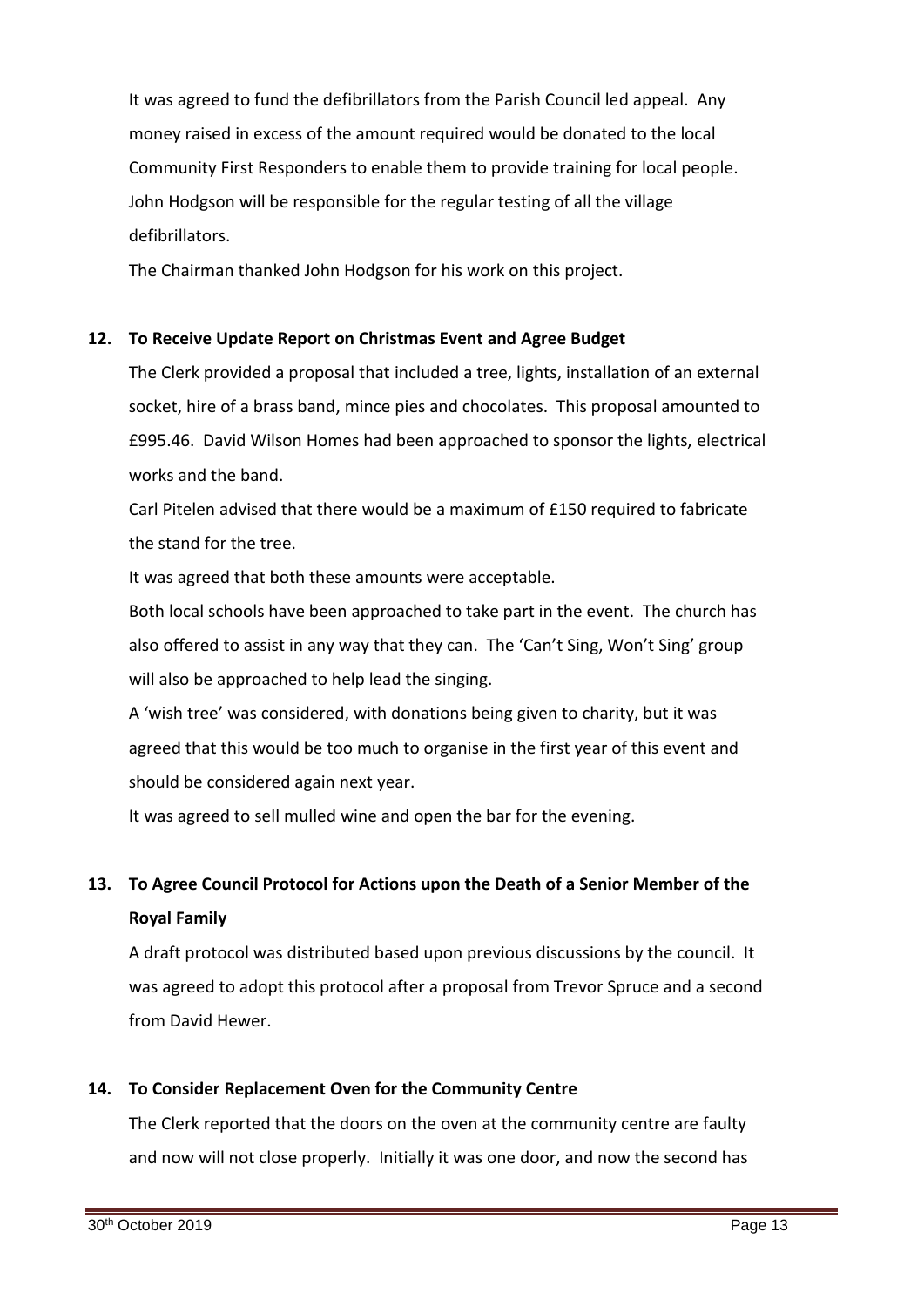It was agreed to fund the defibrillators from the Parish Council led appeal. Any money raised in excess of the amount required would be donated to the local Community First Responders to enable them to provide training for local people. John Hodgson will be responsible for the regular testing of all the village defibrillators.

The Chairman thanked John Hodgson for his work on this project.

**12. To Receive Update Report on Christmas Event and Agree Budget**

The Clerk provided a proposal that included a tree, lights, installation of an external socket, hire of a brass band, mince pies and chocolates. This proposal amounted to £995.46. David Wilson Homes had been approached to sponsor the lights, electrical works and the band.

Carl Pitelen advised that there would be a maximum of £150 required to fabricate the stand for the tree.

It was agreed that both these amounts were acceptable.

Both local schools have been approached to take part in the event. The church has also offered to assist in any way that they can. The 'Can't Sing, Won't Sing' group will also be approached to help lead the singing.

A 'wish tree' was considered, with donations being given to charity, but it was agreed that this would be too much to organise in the first year of this event and should be considered again next year.

It was agreed to sell mulled wine and open the bar for the evening.

**13. To Agree Council Protocol for Actions upon the Death of a Senior Member of the Royal Family**

A draft protocol was distributed based upon previous discussions by the council. It was agreed to adopt this protocol after a proposal from Trevor Spruce and a second from David Hewer.

**14. To Consider Replacement Oven for the Community Centre**

The Clerk reported that the doors on the oven at the community centre are faulty and now will not close properly. Initially it was one door, and now the second has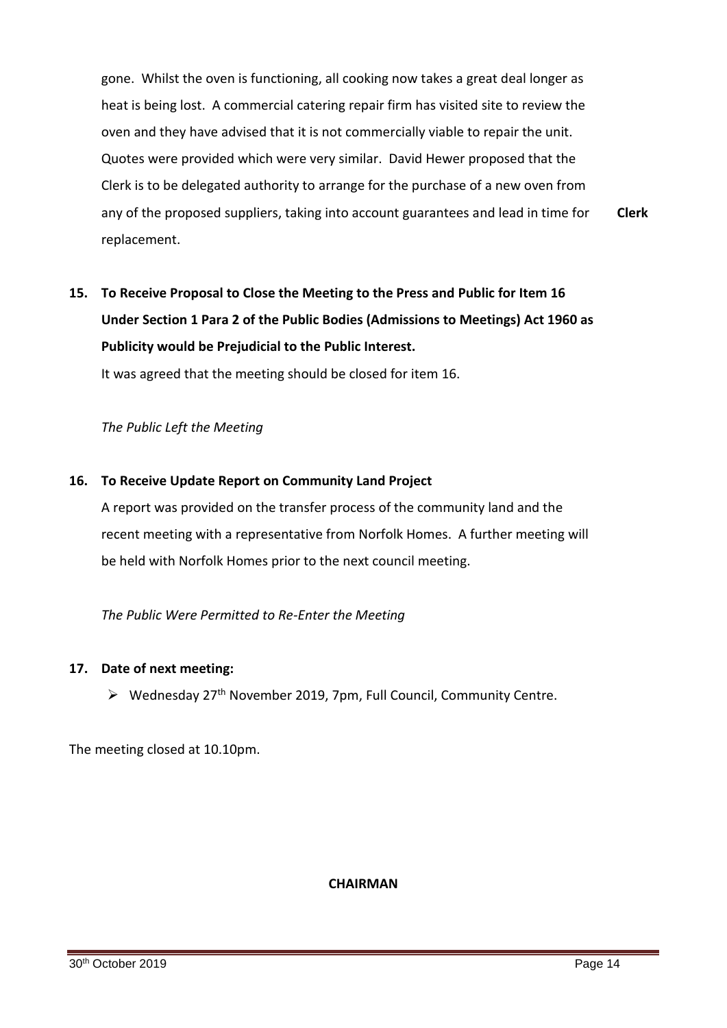gone. Whilst the oven is functioning, all cooking now takes a great deal longer as heat is being lost. A commercial catering repair firm has visited site to review the oven and they have advised that it is not commercially viable to repair the unit. Quotes were provided which were very similar. David Hewer proposed that the Clerk is to be delegated authority to arrange for the purchase of a new oven from any of the proposed suppliers, taking into account guarantees and lead in time for replacement. **Clerk**

**15. To Receive Proposal to Close the Meeting to the Press and Public for Item 16 Under Section 1 Para 2 of the Public Bodies (Admissions to Meetings) Act 1960 as Publicity would be Prejudicial to the Public Interest.**

It was agreed that the meeting should be closed for item 16.

*The Public Left the Meeting*

**16. To Receive Update Report on Community Land Project**

A report was provided on the transfer process of the community land and the recent meeting with a representative from Norfolk Homes. A further meeting will be held with Norfolk Homes prior to the next council meeting.

*The Public Were Permitted to Re-Enter the Meeting*

**17. Date of next meeting:**

- Wednesday 27th November 2019, 7pm, Full Council, Community Centre.

The meeting closed at 10.10pm.

**CHAIRMAN**